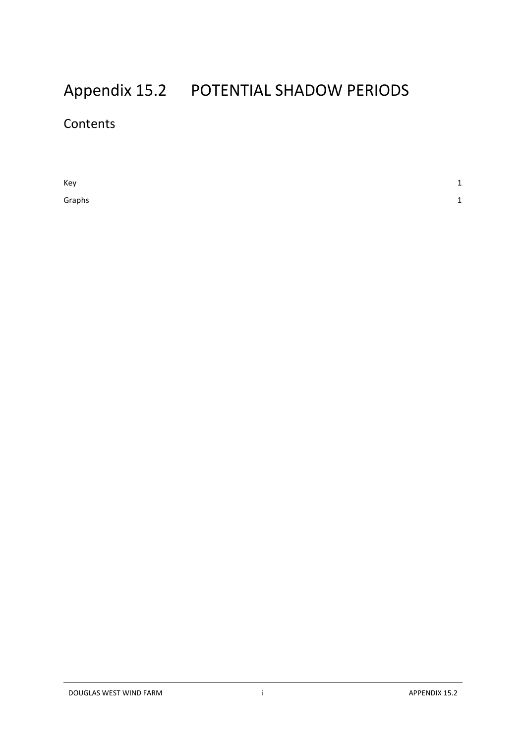# Appendix 15.2 POTENTIAL SHADOW PERIODS

## Contents

| | |
|---|---|
| Key | 1 |
| Graphs | 1 |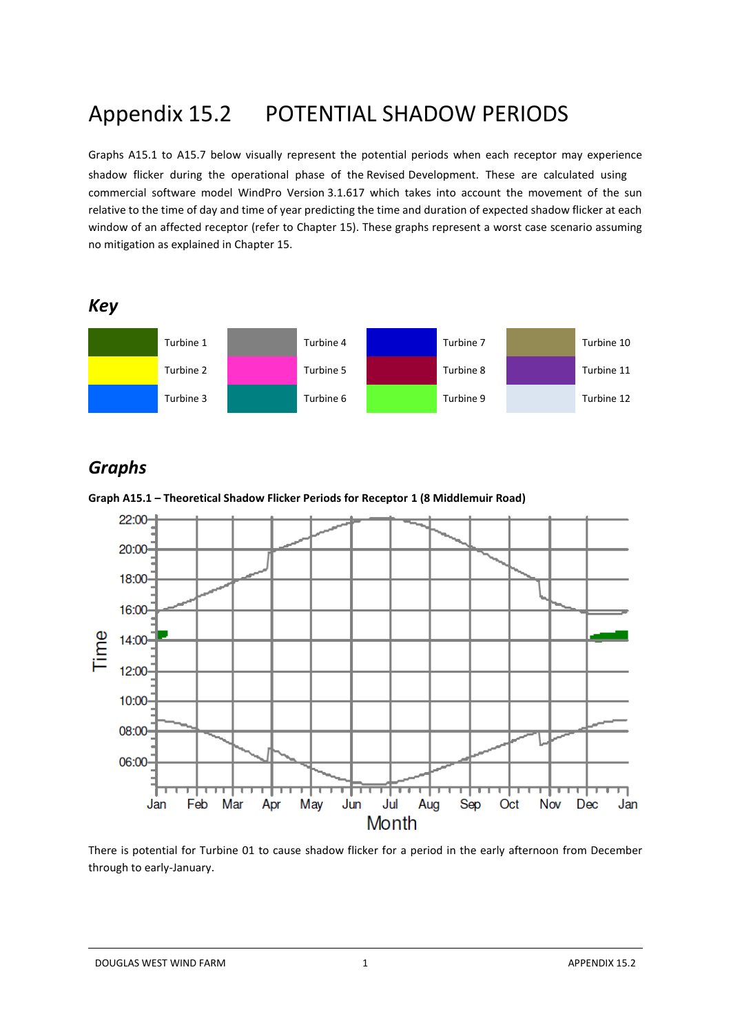# Appendix 15.2 POTENTIAL SHADOW PERIODS

Graphs A15.1 to A15.7 below visually represent the potential periods when each receptor may experience shadow flicker during the operational phase of the Revised Development. These are calculated using commercial software model WindPro Version 3.1.617 which takes into account the movement of the sun relative to the time of day and time of year predicting the time and duration of expected shadow flicker at each window of an affected receptor (refer to Chapter 15). These graphs represent a worst case scenario assuming no mitigation as explained in Chapter 15.

## *Key*

| | | | | | | | |
|---|---|---|---|---|---|---|---|
| | Turbine 1 | | Turbine 4 | | Turbine 7 | | Turbine 10 |
| | Turbine 2 | | Turbine 5 | | Turbine 8 | | Turbine 11 |
| | Turbine 3 | | Turbine 6 | | Turbine 9 | | Turbine 12 |

## *Graphs*

**Graph A15.1 – Theoretical Shadow Flicker Periods for Receptor 1 (8 Middlemuir Road)**

There is potential for Turbine 01 to cause shadow flicker for a period in the early afternoon from December through to early-January.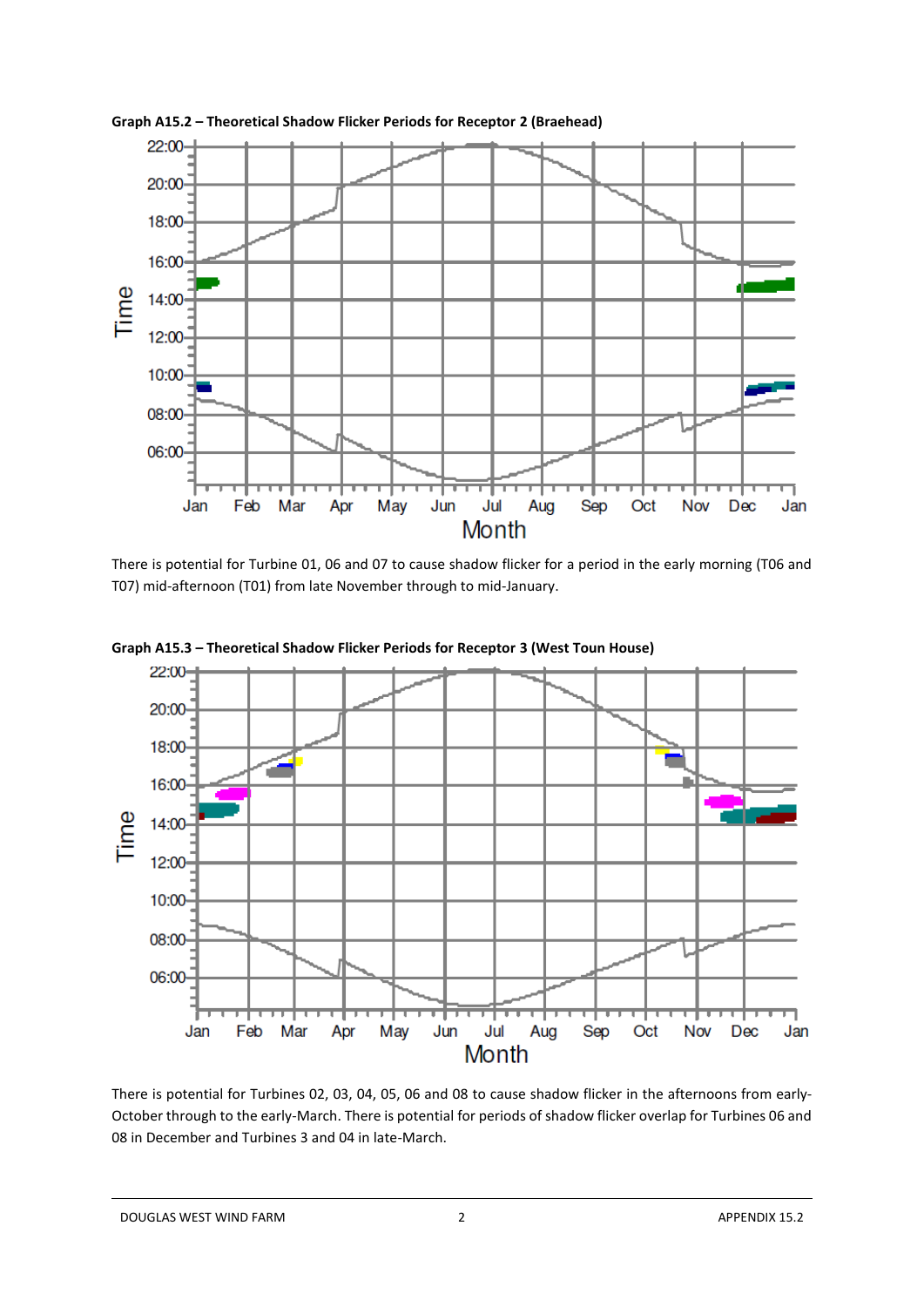**Graph A15.2 – Theoretical Shadow Flicker Periods for Receptor 2 (Braehead)**

There is potential for Turbine 01, 06 and 07 to cause shadow flicker for a period in the early morning (T06 and T07) mid-afternoon (T01) from late November through to mid-January.

**Graph A15.3 – Theoretical Shadow Flicker Periods for Receptor 3 (West Toun House)**

There is potential for Turbines 02, 03, 04, 05, 06 and 08 to cause shadow flicker in the afternoons from early-October through to the early-March. There is potential for periods of shadow flicker overlap for Turbines 06 and 08 in December and Turbines 3 and 04 in late-March.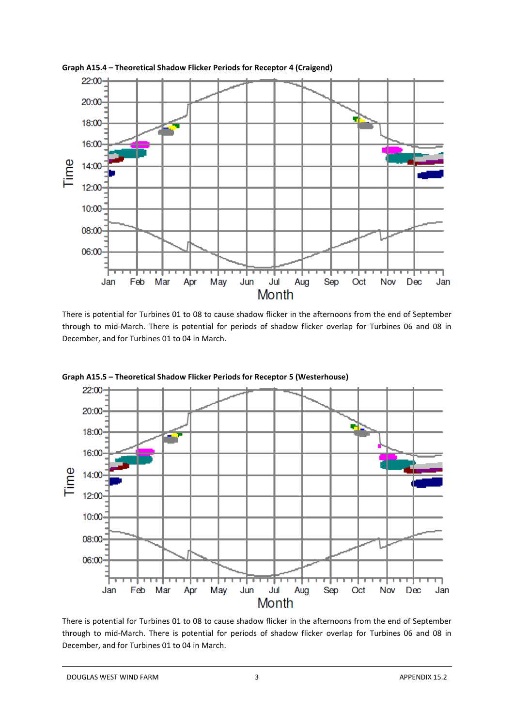**Graph A15.4 – Theoretical Shadow Flicker Periods for Receptor 4 (Craigend)**

There is potential for Turbines 01 to 08 to cause shadow flicker in the afternoons from the end of September through to mid-March. There is potential for periods of shadow flicker overlap for Turbines 06 and 08 in December, and for Turbines 01 to 04 in March.

**Graph A15.5 – Theoretical Shadow Flicker Periods for Receptor 5 (Westerhouse)**

There is potential for Turbines 01 to 08 to cause shadow flicker in the afternoons from the end of September through to mid-March. There is potential for periods of shadow flicker overlap for Turbines 06 and 08 in December, and for Turbines 01 to 04 in March.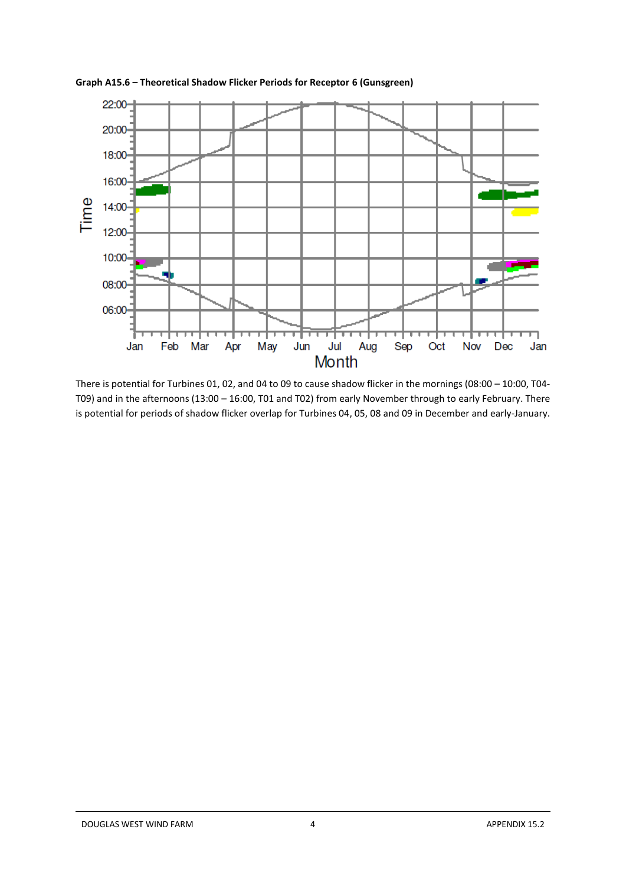**Graph A15.6 – Theoretical Shadow Flicker Periods for Receptor 6 (Gunsgreen)**

Time

22:00
20:00
18:00
16:00
14:00
12:00
10:00
08:00
06:00

Jan Feb Mar Apr May Jun Jul Aug Sep Oct Nov Dec Jan

Month

There is potential for Turbines 01, 02, and 04 to 09 to cause shadow flicker in the mornings (08:00 – 10:00, T04-T09) and in the afternoons (13:00 – 16:00, T01 and T02) from early November through to early February. There is potential for periods of shadow flicker overlap for Turbines 04, 05, 08 and 09 in December and early-January.